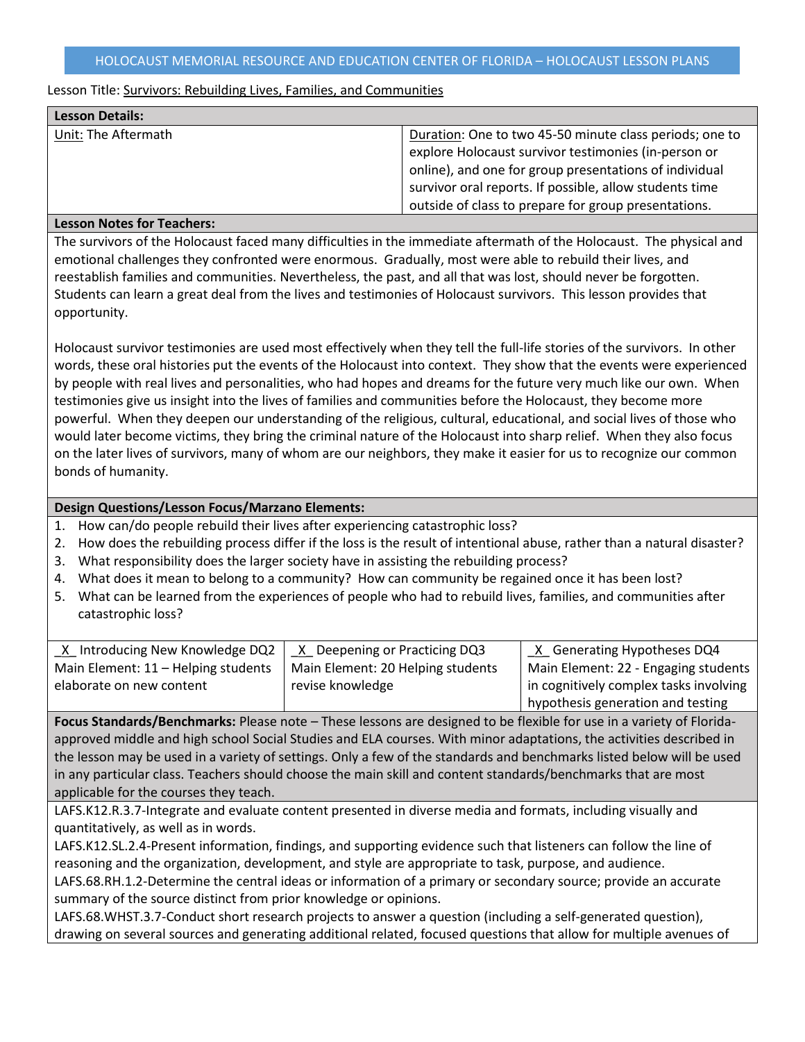HOLOCAUST MEMORIAL RESOURCE AND EDUCATION CENTER OF FLORIDA – HOLOCAUST LESSON PLANS

Lesson Title: Survivors: Rebuilding Lives, Families, and Communities

| **Lesson Details:** | |
|---|---|
| Unit: The Aftermath | Duration: One to two 45-50 minute class periods; one to explore Holocaust survivor testimonies (in-person or online), and one for group presentations of individual survivor oral reports. If possible, allow students time outside of class to prepare for group presentations. |

**Lesson Notes for Teachers:**

The survivors of the Holocaust faced many difficulties in the immediate aftermath of the Holocaust. The physical and emotional challenges they confronted were enormous. Gradually, most were able to rebuild their lives, and reestablish families and communities. Nevertheless, the past, and all that was lost, should never be forgotten. Students can learn a great deal from the lives and testimonies of Holocaust survivors. This lesson provides that opportunity.

Holocaust survivor testimonies are used most effectively when they tell the full-life stories of the survivors. In other words, these oral histories put the events of the Holocaust into context. They show that the events were experienced by people with real lives and personalities, who had hopes and dreams for the future very much like our own. When testimonies give us insight into the lives of families and communities before the Holocaust, they become more powerful. When they deepen our understanding of the religious, cultural, educational, and social lives of those who would later become victims, they bring the criminal nature of the Holocaust into sharp relief. When they also focus on the later lives of survivors, many of whom are our neighbors, they make it easier for us to recognize our common bonds of humanity.

**Design Questions/Lesson Focus/Marzano Elements:**

1. How can/do people rebuild their lives after experiencing catastrophic loss?
2. How does the rebuilding process differ if the loss is the result of intentional abuse, rather than a natural disaster?
3. What responsibility does the larger society have in assisting the rebuilding process?
4. What does it mean to belong to a community? How can community be regained once it has been lost?
5. What can be learned from the experiences of people who had to rebuild lives, families, and communities after catastrophic loss?

| | | |
|---|---|---|
| _X_ Introducing New Knowledge DQ2 Main Element: 11 – Helping students elaborate on new content | _X_ Deepening or Practicing DQ3 Main Element: 20 Helping students revise knowledge | _X_ Generating Hypotheses DQ4 Main Element: 22 - Engaging students in cognitively complex tasks involving hypothesis generation and testing |

**Focus Standards/Benchmarks:** Please note – These lessons are designed to be flexible for use in a variety of Florida-approved middle and high school Social Studies and ELA courses. With minor adaptations, the activities described in the lesson may be used in a variety of settings. Only a few of the standards and benchmarks listed below will be used in any particular class. Teachers should choose the main skill and content standards/benchmarks that are most applicable for the courses they teach.

LAFS.K12.R.3.7-Integrate and evaluate content presented in diverse media and formats, including visually and quantitatively, as well as in words.
LAFS.K12.SL.2.4-Present information, findings, and supporting evidence such that listeners can follow the line of reasoning and the organization, development, and style are appropriate to task, purpose, and audience.
LAFS.68.RH.1.2-Determine the central ideas or information of a primary or secondary source; provide an accurate summary of the source distinct from prior knowledge or opinions.
LAFS.68.WHST.3.7-Conduct short research projects to answer a question (including a self-generated question), drawing on several sources and generating additional related, focused questions that allow for multiple avenues of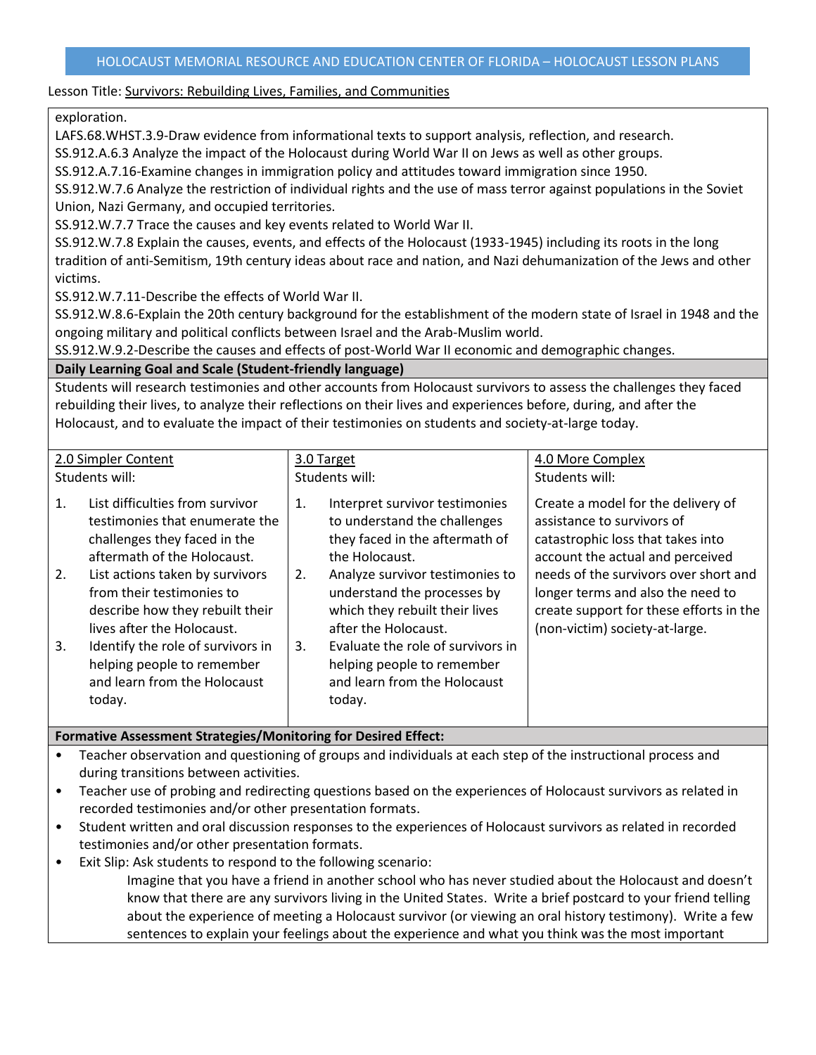Lesson Title: Survivors: Rebuilding Lives, Families, and Communities

exploration.

LAFS.68.WHST.3.9-Draw evidence from informational texts to support analysis, reflection, and research.

SS.912.A.6.3 Analyze the impact of the Holocaust during World War II on Jews as well as other groups.

SS.912.A.7.16-Examine changes in immigration policy and attitudes toward immigration since 1950.

SS.912.W.7.6 Analyze the restriction of individual rights and the use of mass terror against populations in the Soviet Union, Nazi Germany, and occupied territories.

SS.912.W.7.7 Trace the causes and key events related to World War II.

SS.912.W.7.8 Explain the causes, events, and effects of the Holocaust (1933-1945) including its roots in the long tradition of anti-Semitism, 19th century ideas about race and nation, and Nazi dehumanization of the Jews and other victims.

SS.912.W.7.11-Describe the effects of World War II.

SS.912.W.8.6-Explain the 20th century background for the establishment of the modern state of Israel in 1948 and the ongoing military and political conflicts between Israel and the Arab-Muslim world.

SS.912.W.9.2-Describe the causes and effects of post-World War II economic and demographic changes.

**Daily Learning Goal and Scale (Student-friendly language)**

Students will research testimonies and other accounts from Holocaust survivors to assess the challenges they faced rebuilding their lives, to analyze their reflections on their lives and experiences before, during, and after the Holocaust, and to evaluate the impact of their testimonies on students and society-at-large today.

| 2.0 Simpler Content<br>Students will: | 3.0 Target<br>Students will: | 4.0 More Complex<br>Students will: |
|---|---|---|
| 1. List difficulties from survivor testimonies that enumerate the challenges they faced in the aftermath of the Holocaust.<br>2. List actions taken by survivors from their testimonies to describe how they rebuilt their lives after the Holocaust.<br>3. Identify the role of survivors in helping people to remember and learn from the Holocaust today. | 1. Interpret survivor testimonies to understand the challenges they faced in the aftermath of the Holocaust.<br>2. Analyze survivor testimonies to understand the processes by which they rebuilt their lives after the Holocaust.<br>3. Evaluate the role of survivors in helping people to remember and learn from the Holocaust today. | Create a model for the delivery of assistance to survivors of catastrophic loss that takes into account the actual and perceived needs of the survivors over short and longer terms and also the need to create support for these efforts in the (non-victim) society-at-large. |

**Formative Assessment Strategies/Monitoring for Desired Effect:**

- Teacher observation and questioning of groups and individuals at each step of the instructional process and during transitions between activities.
- Teacher use of probing and redirecting questions based on the experiences of Holocaust survivors as related in recorded testimonies and/or other presentation formats.
- Student written and oral discussion responses to the experiences of Holocaust survivors as related in recorded testimonies and/or other presentation formats.
- Exit Slip: Ask students to respond to the following scenario:

  Imagine that you have a friend in another school who has never studied about the Holocaust and doesn't know that there are any survivors living in the United States. Write a brief postcard to your friend telling about the experience of meeting a Holocaust survivor (or viewing an oral history testimony). Write a few sentences to explain your feelings about the experience and what you think was the most important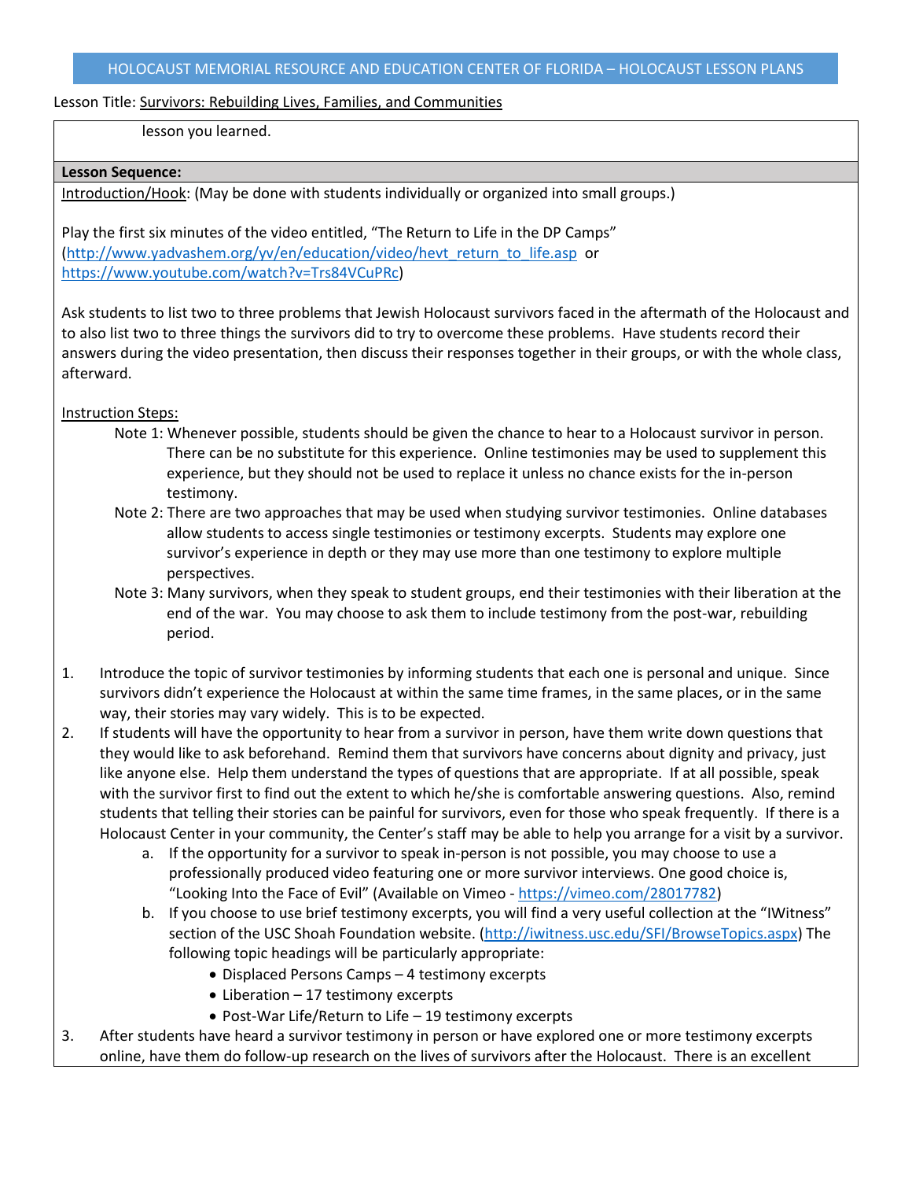Lesson Title: Survivors: Rebuilding Lives, Families, and Communities

lesson you learned.

**Lesson Sequence:**

Introduction/Hook: (May be done with students individually or organized into small groups.)

Play the first six minutes of the video entitled, "The Return to Life in the DP Camps" (http://www.yadvashem.org/yv/en/education/video/hevt_return_to_life.asp or https://www.youtube.com/watch?v=Trs84VCuPRc)

Ask students to list two to three problems that Jewish Holocaust survivors faced in the aftermath of the Holocaust and to also list two to three things the survivors did to try to overcome these problems. Have students record their answers during the video presentation, then discuss their responses together in their groups, or with the whole class, afterward.

Instruction Steps:

Note 1: Whenever possible, students should be given the chance to hear to a Holocaust survivor in person. There can be no substitute for this experience. Online testimonies may be used to supplement this experience, but they should not be used to replace it unless no chance exists for the in-person testimony.

Note 2: There are two approaches that may be used when studying survivor testimonies. Online databases allow students to access single testimonies or testimony excerpts. Students may explore one survivor's experience in depth or they may use more than one testimony to explore multiple perspectives.

Note 3: Many survivors, when they speak to student groups, end their testimonies with their liberation at the end of the war. You may choose to ask them to include testimony from the post-war, rebuilding period.

1. Introduce the topic of survivor testimonies by informing students that each one is personal and unique. Since survivors didn't experience the Holocaust at within the same time frames, in the same places, or in the same way, their stories may vary widely. This is to be expected.
2. If students will have the opportunity to hear from a survivor in person, have them write down questions that they would like to ask beforehand. Remind them that survivors have concerns about dignity and privacy, just like anyone else. Help them understand the types of questions that are appropriate. If at all possible, speak with the survivor first to find out the extent to which he/she is comfortable answering questions. Also, remind students that telling their stories can be painful for survivors, even for those who speak frequently. If there is a Holocaust Center in your community, the Center's staff may be able to help you arrange for a visit by a survivor.
   a. If the opportunity for a survivor to speak in-person is not possible, you may choose to use a professionally produced video featuring one or more survivor interviews. One good choice is, "Looking Into the Face of Evil" (Available on Vimeo - https://vimeo.com/28017782)
   b. If you choose to use brief testimony excerpts, you will find a very useful collection at the "IWitness" section of the USC Shoah Foundation website. (http://iwitness.usc.edu/SFI/BrowseTopics.aspx) The following topic headings will be particularly appropriate:
      - Displaced Persons Camps – 4 testimony excerpts
      - Liberation – 17 testimony excerpts
      - Post-War Life/Return to Life – 19 testimony excerpts
3. After students have heard a survivor testimony in person or have explored one or more testimony excerpts online, have them do follow-up research on the lives of survivors after the Holocaust. There is an excellent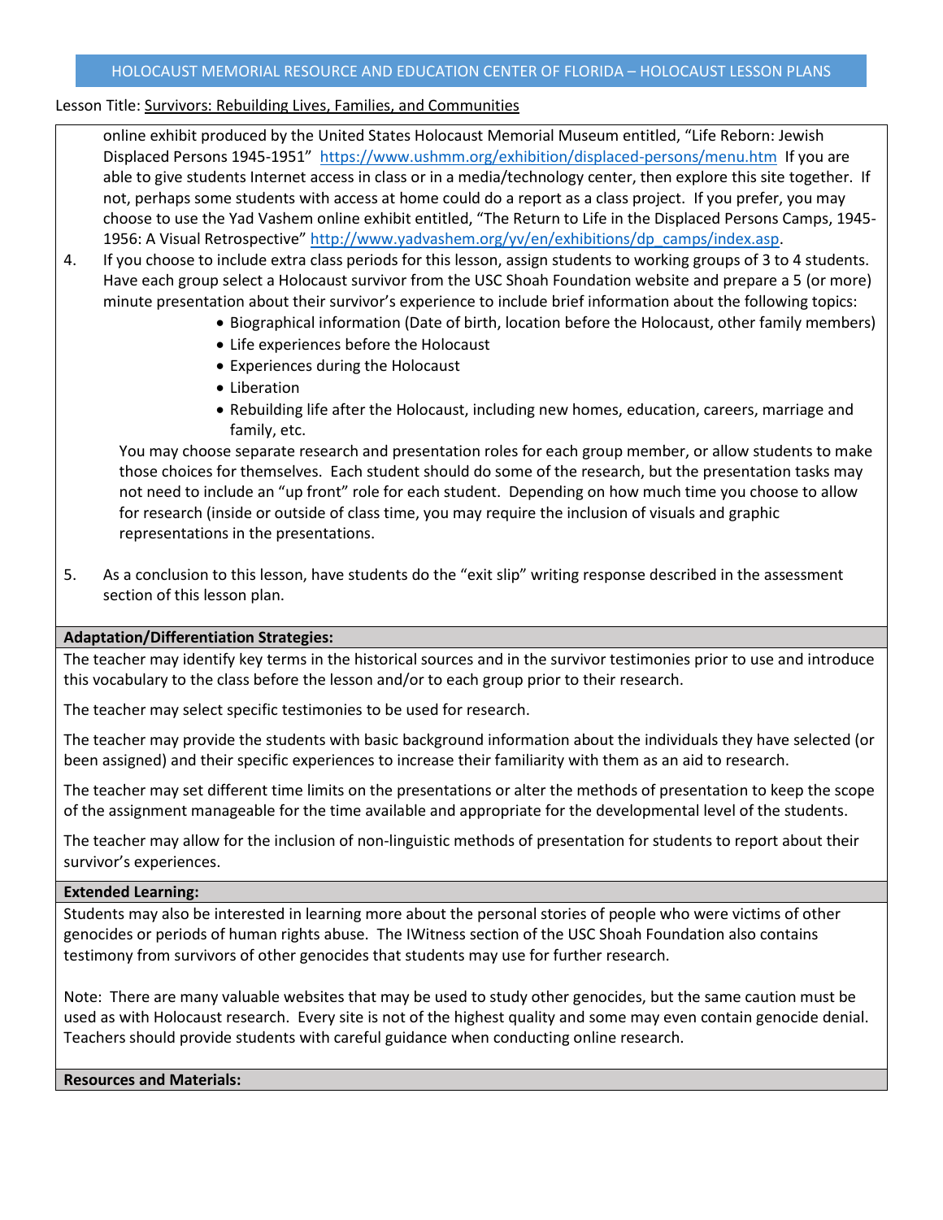Lesson Title: Survivors: Rebuilding Lives, Families, and Communities

online exhibit produced by the United States Holocaust Memorial Museum entitled, "Life Reborn: Jewish Displaced Persons 1945-1951" https://www.ushmm.org/exhibition/displaced-persons/menu.htm If you are able to give students Internet access in class or in a media/technology center, then explore this site together. If not, perhaps some students with access at home could do a report as a class project. If you prefer, you may choose to use the Yad Vashem online exhibit entitled, "The Return to Life in the Displaced Persons Camps, 1945-1956: A Visual Retrospective" http://www.yadvashem.org/yv/en/exhibitions/dp_camps/index.asp.

4. If you choose to include extra class periods for this lesson, assign students to working groups of 3 to 4 students. Have each group select a Holocaust survivor from the USC Shoah Foundation website and prepare a 5 (or more) minute presentation about their survivor's experience to include brief information about the following topics:
   - Biographical information (Date of birth, location before the Holocaust, other family members)
   - Life experiences before the Holocaust
   - Experiences during the Holocaust
   - Liberation
   - Rebuilding life after the Holocaust, including new homes, education, careers, marriage and family, etc.

   You may choose separate research and presentation roles for each group member, or allow students to make those choices for themselves. Each student should do some of the research, but the presentation tasks may not need to include an "up front" role for each student. Depending on how much time you choose to allow for research (inside or outside of class time, you may require the inclusion of visuals and graphic representations in the presentations.

5. As a conclusion to this lesson, have students do the "exit slip" writing response described in the assessment section of this lesson plan.

**Adaptation/Differentiation Strategies:**

The teacher may identify key terms in the historical sources and in the survivor testimonies prior to use and introduce this vocabulary to the class before the lesson and/or to each group prior to their research.

The teacher may select specific testimonies to be used for research.

The teacher may provide the students with basic background information about the individuals they have selected (or been assigned) and their specific experiences to increase their familiarity with them as an aid to research.

The teacher may set different time limits on the presentations or alter the methods of presentation to keep the scope of the assignment manageable for the time available and appropriate for the developmental level of the students.

The teacher may allow for the inclusion of non-linguistic methods of presentation for students to report about their survivor's experiences.

**Extended Learning:**

Students may also be interested in learning more about the personal stories of people who were victims of other genocides or periods of human rights abuse. The IWitness section of the USC Shoah Foundation also contains testimony from survivors of other genocides that students may use for further research.

Note: There are many valuable websites that may be used to study other genocides, but the same caution must be used as with Holocaust research. Every site is not of the highest quality and some may even contain genocide denial. Teachers should provide students with careful guidance when conducting online research.

**Resources and Materials:**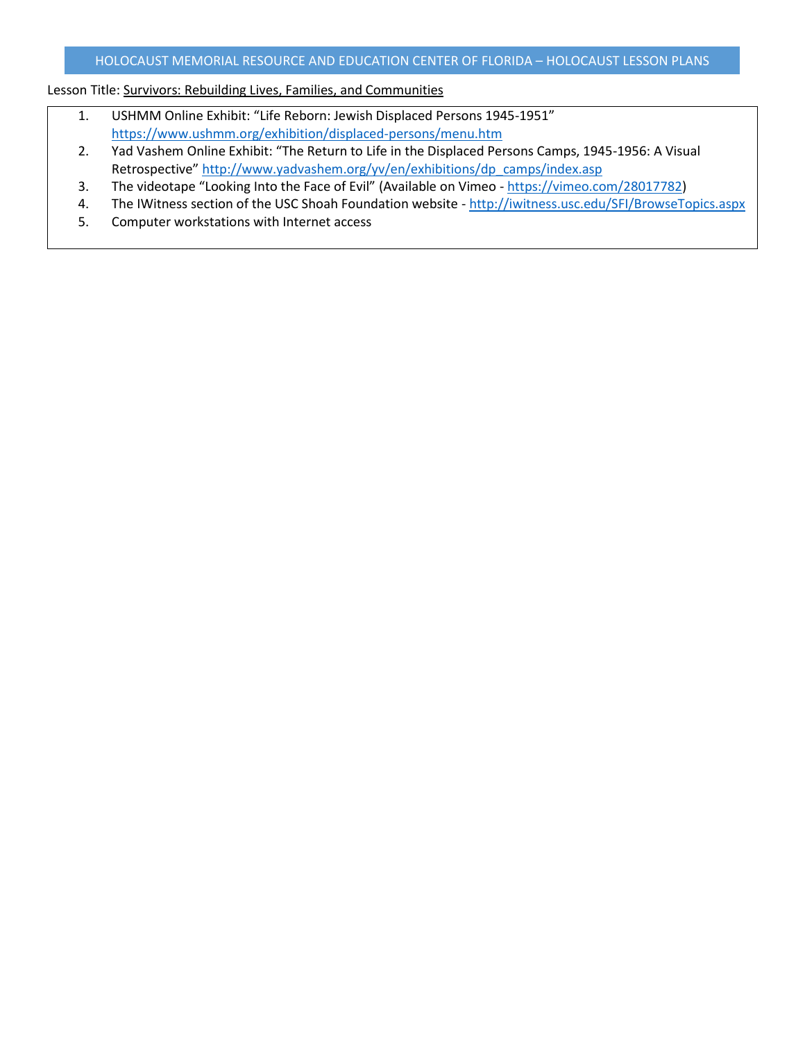Lesson Title: Survivors: Rebuilding Lives, Families, and Communities

1. USHMM Online Exhibit: "Life Reborn: Jewish Displaced Persons 1945-1951" https://www.ushmm.org/exhibition/displaced-persons/menu.htm
2. Yad Vashem Online Exhibit: "The Return to Life in the Displaced Persons Camps, 1945-1956: A Visual Retrospective" http://www.yadvashem.org/yv/en/exhibitions/dp_camps/index.asp
3. The videotape "Looking Into the Face of Evil" (Available on Vimeo - https://vimeo.com/28017782)
4. The IWitness section of the USC Shoah Foundation website - http://iwitness.usc.edu/SFI/BrowseTopics.aspx
5. Computer workstations with Internet access